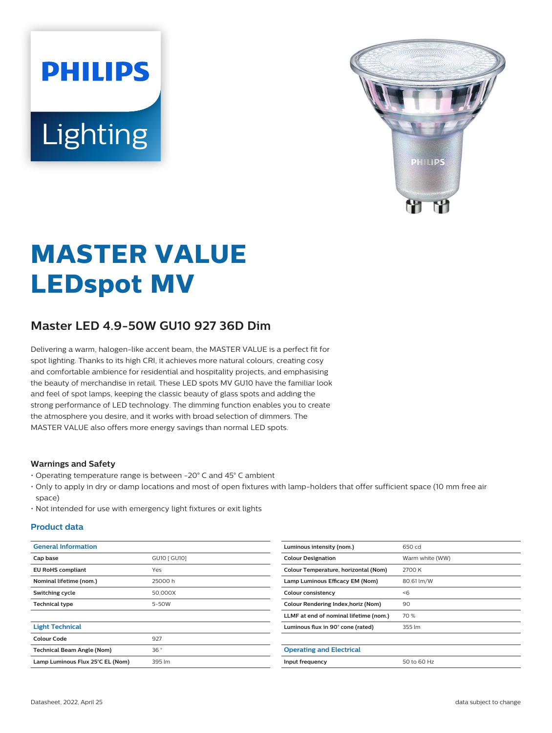# MASTER VALUE LEDspot MV

## Master LED 4.9-50W GU10 927 36D Dim

Delivering a warm, halogen-like accent beam, the MASTER VALUE is a perfect fit for spot lighting. Thanks to its high CRI, it achieves more natural colours, creating cosy and comfortable ambience for residential and hospitality projects, and emphasising the beauty of merchandise in retail. These LED spots MV GU10 have the familiar look and feel of spot lamps, keeping the classic beauty of glass spots and adding the strong performance of LED technology. The dimming function enables you to create the atmosphere you desire, and it works with broad selection of dimmers. The MASTER VALUE also offers more energy savings than normal LED spots.

### Warnings and Safety

- Operating temperature range is between -20° C and 45° C ambient
- Only to apply in dry or damp locations and most of open fixtures with lamp-holders that offer sufficient space (10 mm free air space)
- Not intended for use with emergency light fixtures or exit lights

### Product data

| General Information | |
|---|---|
| **Cap base** | GU10 [ GU10] |
| **EU RoHS compliant** | Yes |
| **Nominal lifetime (nom.)** | 25000 h |
| **Switching cycle** | 50,000X |
| **Technical type** | 5-50W |

| Light Technical | |
|---|---|
| **Colour Code** | 927 |
| **Technical Beam Angle (Nom)** | 36 ° |
| **Lamp Luminous Flux 25°C EL (Nom)** | 395 lm |
| **Luminous intensity (nom.)** | 650 cd |
| **Colour Designation** | Warm white (WW) |
| **Colour Temperature, horizontal (Nom)** | 2700 K |
| **Lamp Luminous Efficacy EM (Nom)** | 80.61 lm/W |
| **Colour consistency** | <6 |
| **Colour Rendering Index,horiz (Nom)** | 90 |
| **LLMF at end of nominal lifetime (nom.)** | 70 % |
| **Luminous flux in 90° cone (rated)** | 355 lm |

| Operating and Electrical | |
|---|---|
| **Input frequency** | 50 to 60 Hz |

Datasheet, 2022, April 25

data subject to change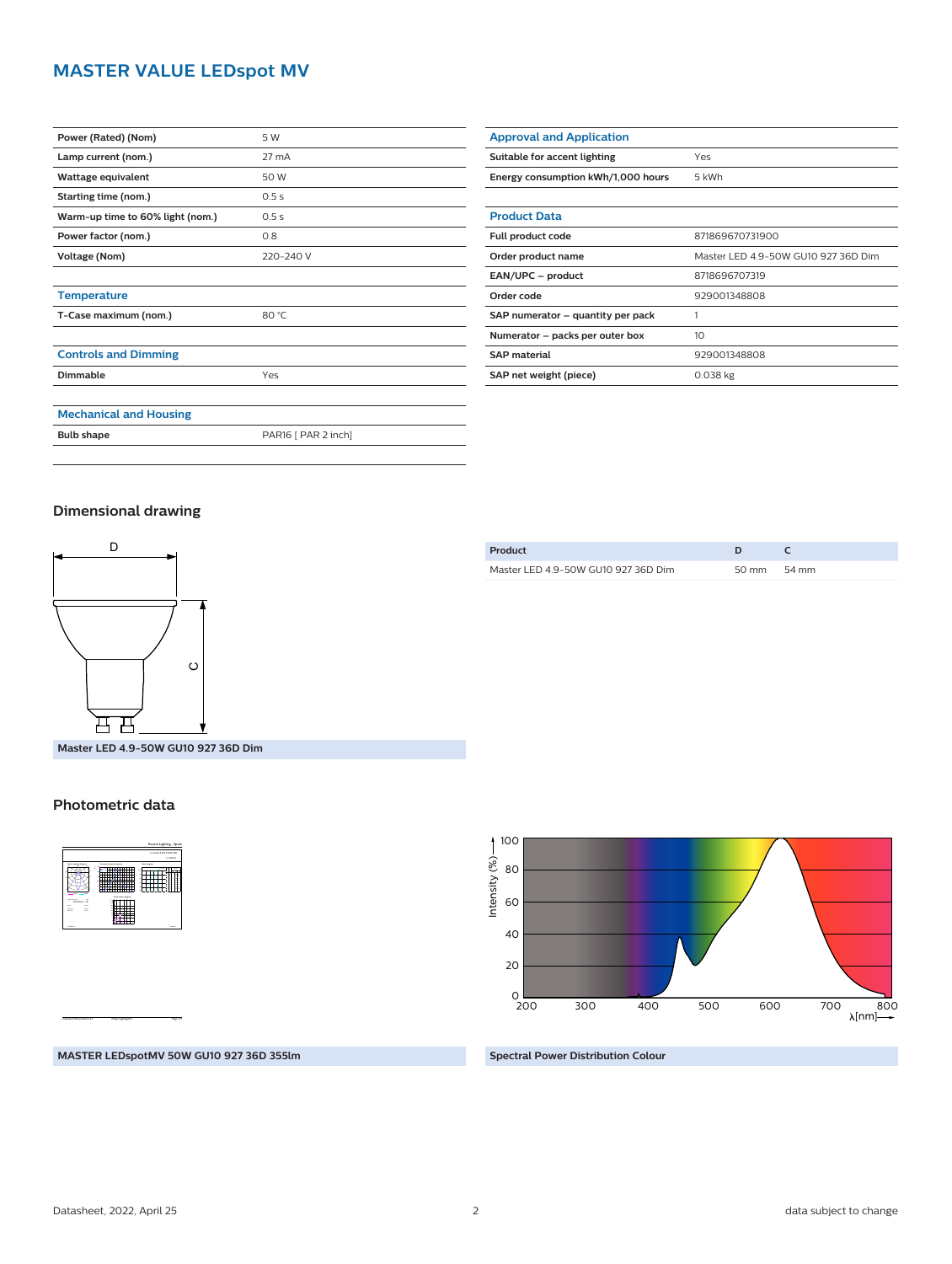# MASTER VALUE LEDspot MV

| | |
|---|---|
| **Power (Rated) (Nom)** | 5 W |
| **Lamp current (nom.)** | 27 mA |
| **Wattage equivalent** | 50 W |
| **Starting time (nom.)** | 0.5 s |
| **Warm-up time to 60% light (nom.)** | 0.5 s |
| **Power factor (nom.)** | 0.8 |
| **Voltage (Nom)** | 220-240 V |

| Temperature | |
|---|---|
| **T-Case maximum (nom.)** | 80 °C |

| Controls and Dimming | |
|---|---|
| **Dimmable** | Yes |

| Mechanical and Housing | |
|---|---|
| **Bulb shape** | PAR16 [ PAR 2 inch] |

| Approval and Application | |
|---|---|
| **Suitable for accent lighting** | Yes |
| **Energy consumption kWh/1,000 hours** | 5 kWh |

| Product Data | |
|---|---|
| **Full product code** | 871869670731900 |
| **Order product name** | Master LED 4.9-50W GU10 927 36D Dim |
| **EAN/UPC – product** | 8718696707319 |
| **Order code** | 929001348808 |
| **SAP numerator – quantity per pack** | 1 |
| **Numerator – packs per outer box** | 10 |
| **SAP material** | 929001348808 |
| **SAP net weight (piece)** | 0.038 kg |

## Dimensional drawing

**Master LED 4.9-50W GU10 927 36D Dim**

| Product | D | C |
|---|---|---|
| Master LED 4.9-50W GU10 927 36D Dim | 50 mm | 54 mm |

## Photometric data

**MASTER LEDspotMV 50W GU10 927 36D 355lm**

**Spectral Power Distribution Colour**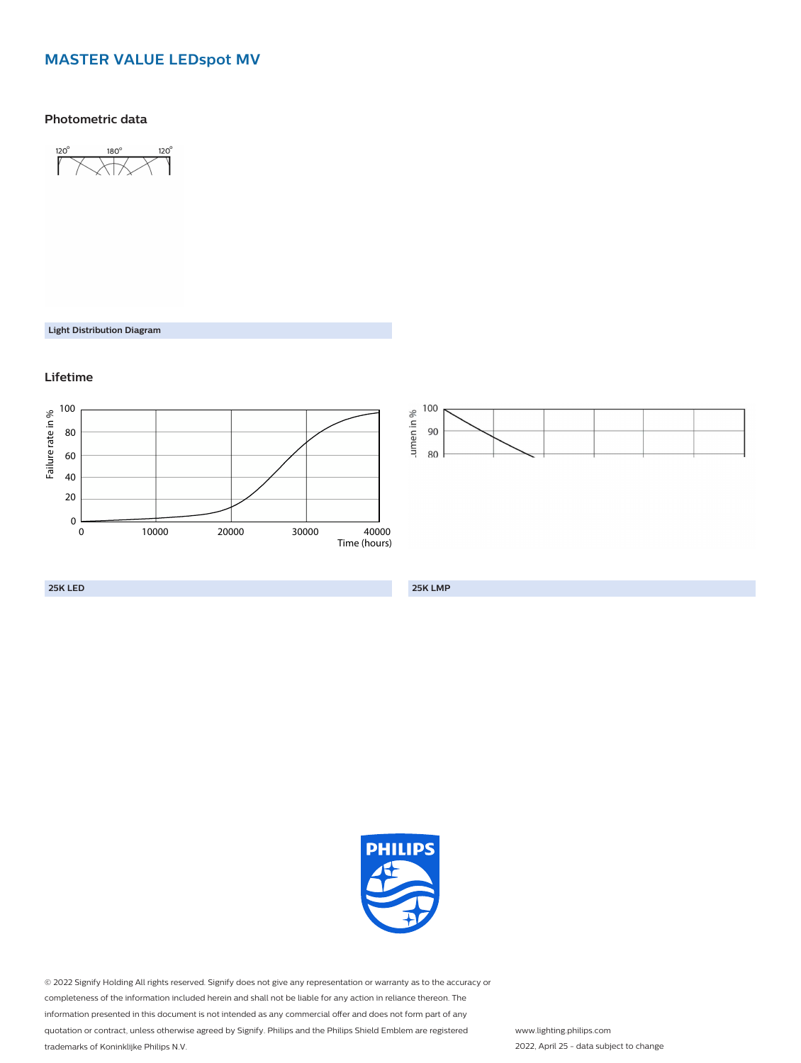## MASTER VALUE LEDspot MV

### Photometric data

120° 180° 120°

**Light Distribution Diagram**

### Lifetime

Failure rate in %
100
80
60
40
20
0
0 10000 20000 30000 40000
Time (hours)

**25K LED**

Lumen in %
100
90
80

**25K LMP**

© 2022 Signify Holding All rights reserved. Signify does not give any representation or warranty as to the accuracy or completeness of the information included herein and shall not be liable for any action in reliance thereon. The information presented in this document is not intended as any commercial offer and does not form part of any quotation or contract, unless otherwise agreed by Signify. Philips and the Philips Shield Emblem are registered trademarks of Koninklijke Philips N.V.

www.lighting.philips.com
2022, April 25 - data subject to change